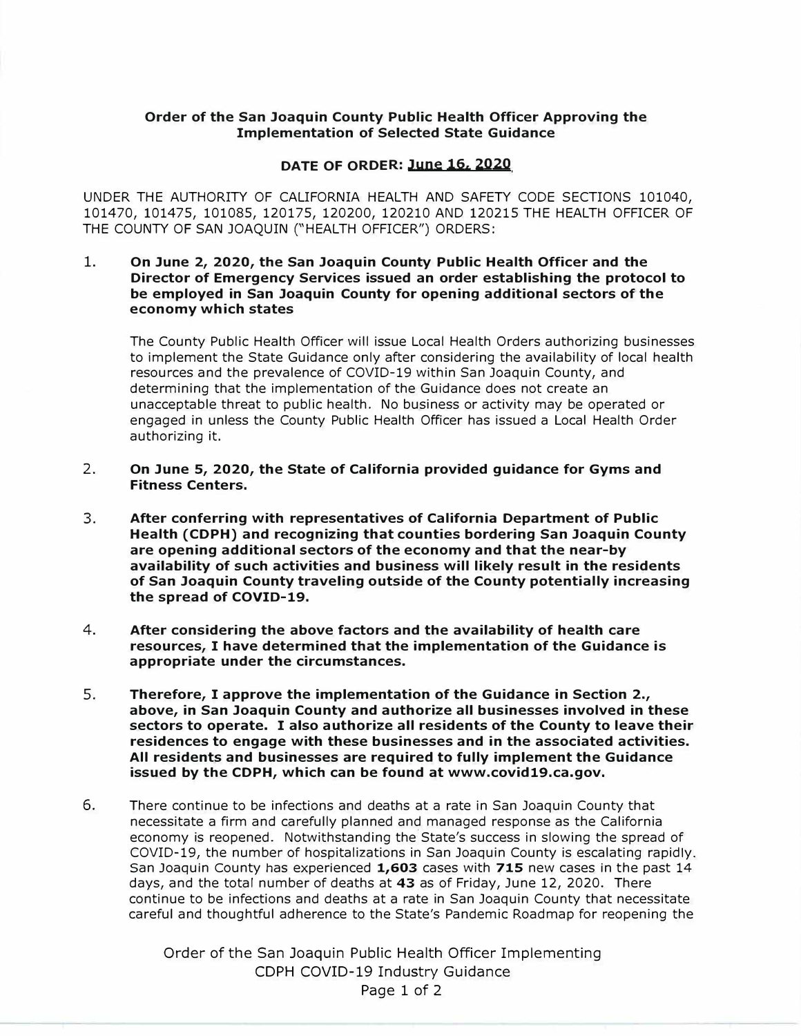**Order of the San Joaquin County Public Health Officer Approving the Implementation of Selected State Guidance**

**DATE OF ORDER: June 16, 2020**

UNDER THE AUTHORITY OF CALIFORNIA HEALTH AND SAFETY CODE SECTIONS 101040, 101470, 101475, 101085, 120175, 120200, 120210 AND 120215 THE HEALTH OFFICER OF THE COUNTY OF SAN JOAQUIN ("HEALTH OFFICER") ORDERS:

1. **On June 2, 2020, the San Joaquin County Public Health Officer and the Director of Emergency Services issued an order establishing the protocol to be employed in San Joaquin County for opening additional sectors of the economy which states**

   The County Public Health Officer will issue Local Health Orders authorizing businesses to implement the State Guidance only after considering the availability of local health resources and the prevalence of COVID-19 within San Joaquin County, and determining that the implementation of the Guidance does not create an unacceptable threat to public health. No business or activity may be operated or engaged in unless the County Public Health Officer has issued a Local Health Order authorizing it.

2. **On June 5, 2020, the State of California provided guidance for Gyms and Fitness Centers.**

3. **After conferring with representatives of California Department of Public Health (CDPH) and recognizing that counties bordering San Joaquin County are opening additional sectors of the economy and that the near-by availability of such activities and business will likely result in the residents of San Joaquin County traveling outside of the County potentially increasing the spread of COVID-19.**

4. **After considering the above factors and the availability of health care resources, I have determined that the implementation of the Guidance is appropriate under the circumstances.**

5. **Therefore, I approve the implementation of the Guidance in Section 2., above, in San Joaquin County and authorize all businesses involved in these sectors to operate. I also authorize all residents of the County to leave their residences to engage with these businesses and in the associated activities. All residents and businesses are required to fully implement the Guidance issued by the CDPH, which can be found at www.covid19.ca.gov.**

6. There continue to be infections and deaths at a rate in San Joaquin County that necessitate a firm and carefully planned and managed response as the California economy is reopened. Notwithstanding the State's success in slowing the spread of COVID-19, the number of hospitalizations in San Joaquin County is escalating rapidly. San Joaquin County has experienced **1,603** cases with **715** new cases in the past 14 days, and the total number of deaths at **43** as of Friday, June 12, 2020. There continue to be infections and deaths at a rate in San Joaquin County that necessitate careful and thoughtful adherence to the State's Pandemic Roadmap for reopening the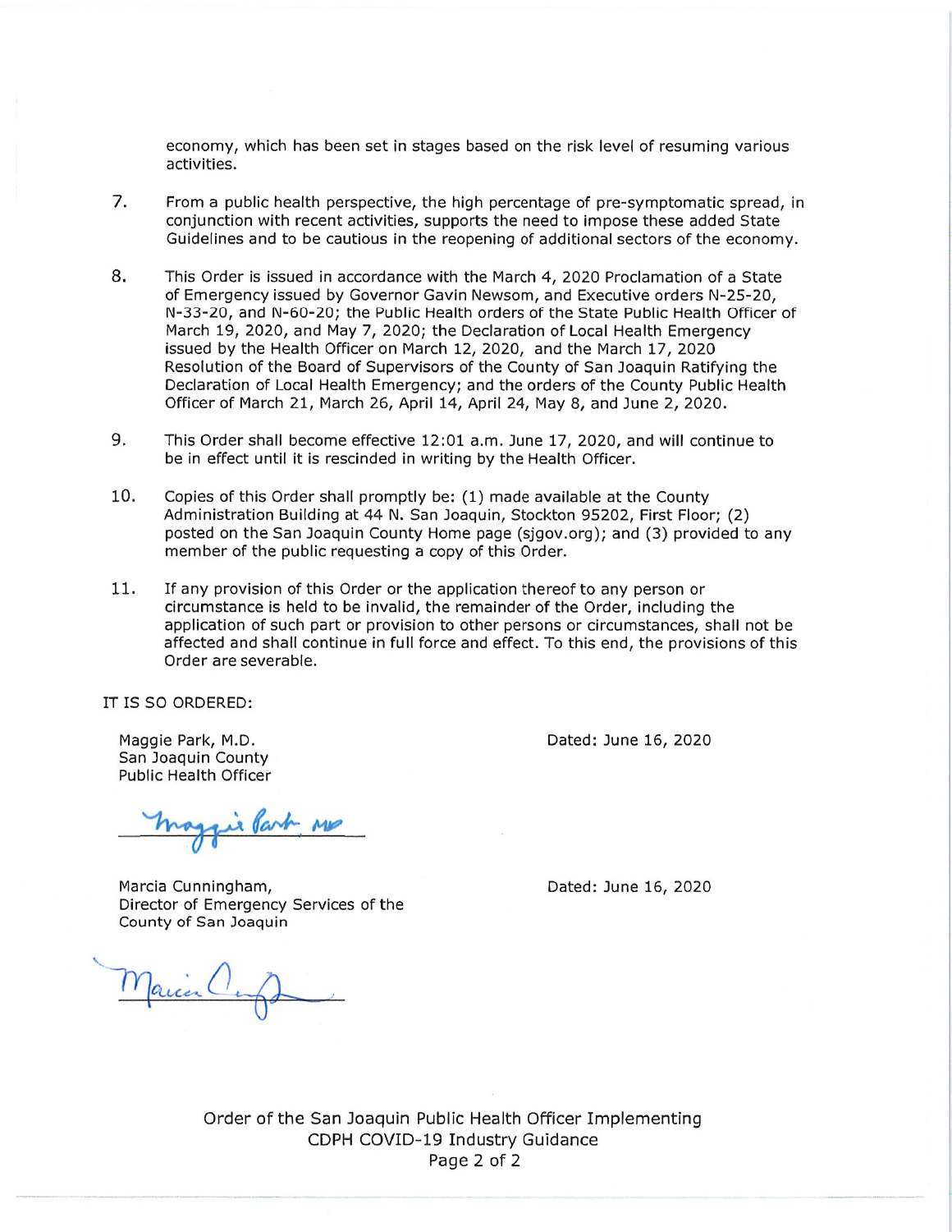economy, which has been set in stages based on the risk level of resuming various activities.

7. From a public health perspective, the high percentage of pre-symptomatic spread, in conjunction with recent activities, supports the need to impose these added State Guidelines and to be cautious in the reopening of additional sectors of the economy.

8. This Order is issued in accordance with the March 4, 2020 Proclamation of a State of Emergency issued by Governor Gavin Newsom, and Executive orders N-25-20, N-33-20, and N-60-20; the Public Health orders of the State Public Health Officer of March 19, 2020, and May 7, 2020; the Declaration of Local Health Emergency issued by the Health Officer on March 12, 2020, and the March 17, 2020 Resolution of the Board of Supervisors of the County of San Joaquin Ratifying the Declaration of Local Health Emergency; and the orders of the County Public Health Officer of March 21, March 26, April 14, April 24, May 8, and June 2, 2020.

9. This Order shall become effective 12:01 a.m. June 17, 2020, and will continue to be in effect until it is rescinded in writing by the Health Officer.

10. Copies of this Order shall promptly be: (1) made available at the County Administration Building at 44 N. San Joaquin, Stockton 95202, First Floor; (2) posted on the San Joaquin County Home page (sjgov.org); and (3) provided to any member of the public requesting a copy of this Order.

11. If any provision of this Order or the application thereof to any person or circumstance is held to be invalid, the remainder of the Order, including the application of such part or provision to other persons or circumstances, shall not be affected and shall continue in full force and effect. To this end, the provisions of this Order are severable.

IT IS SO ORDERED:

Maggie Park, M.D.
San Joaquin County
Public Health Officer

Dated: June 16, 2020

Marcia Cunningham,
Director of Emergency Services of the
County of San Joaquin

Dated: June 16, 2020

Order of the San Joaquin Public Health Officer Implementing
CDPH COVID-19 Industry Guidance